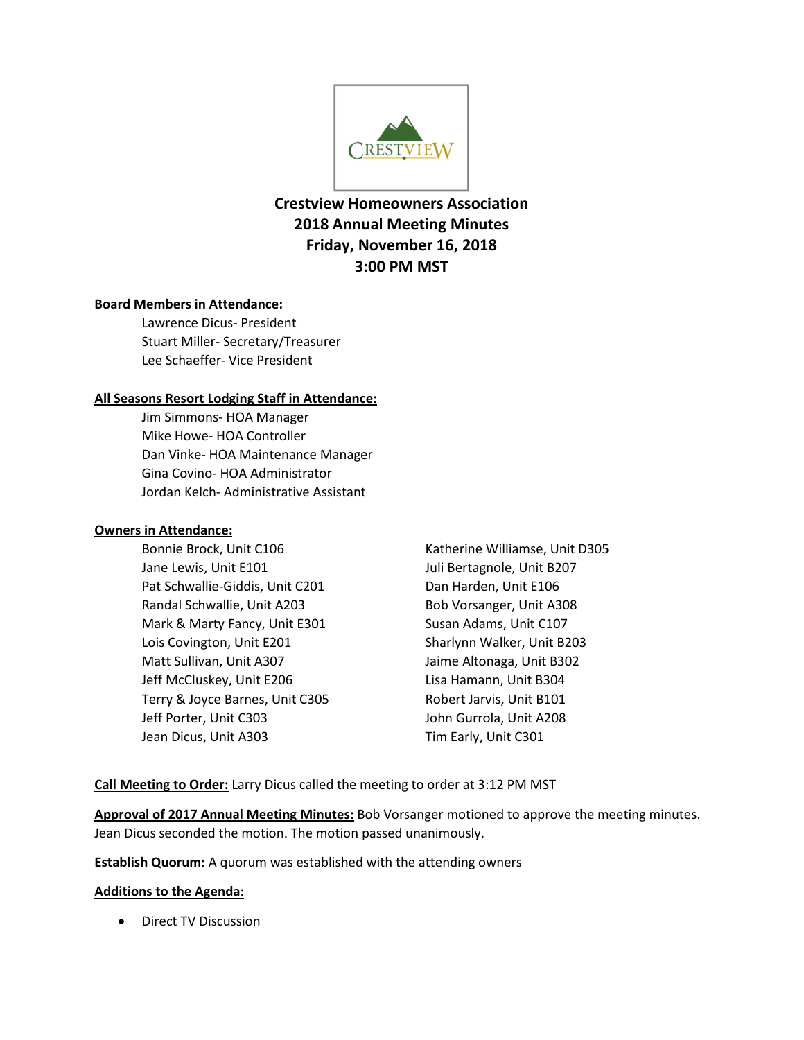CRESTVIEW

# Crestview Homeowners Association
## 2018 Annual Meeting Minutes
## Friday, November 16, 2018
## 3:00 PM MST

**Board Members in Attendance:**

Lawrence Dicus- President
Stuart Miller- Secretary/Treasurer
Lee Schaeffer- Vice President

**All Seasons Resort Lodging Staff in Attendance:**

Jim Simmons- HOA Manager
Mike Howe- HOA Controller
Dan Vinke- HOA Maintenance Manager
Gina Covino- HOA Administrator
Jordan Kelch- Administrative Assistant

**Owners in Attendance:**

Bonnie Brock, Unit C106
Jane Lewis, Unit E101
Pat Schwallie-Giddis, Unit C201
Randal Schwallie, Unit A203
Mark & Marty Fancy, Unit E301
Lois Covington, Unit E201
Matt Sullivan, Unit A307
Jeff McCluskey, Unit E206
Terry & Joyce Barnes, Unit C305
Jeff Porter, Unit C303
Jean Dicus, Unit A303
Katherine Williamse, Unit D305
Juli Bertagnole, Unit B207
Dan Harden, Unit E106
Bob Vorsanger, Unit A308
Susan Adams, Unit C107
Sharlynn Walker, Unit B203
Jaime Altonaga, Unit B302
Lisa Hamann, Unit B304
Robert Jarvis, Unit B101
John Gurrola, Unit A208
Tim Early, Unit C301

**Call Meeting to Order:** Larry Dicus called the meeting to order at 3:12 PM MST

**Approval of 2017 Annual Meeting Minutes:** Bob Vorsanger motioned to approve the meeting minutes. Jean Dicus seconded the motion. The motion passed unanimously.

**Establish Quorum:** A quorum was established with the attending owners

**Additions to the Agenda:**

- Direct TV Discussion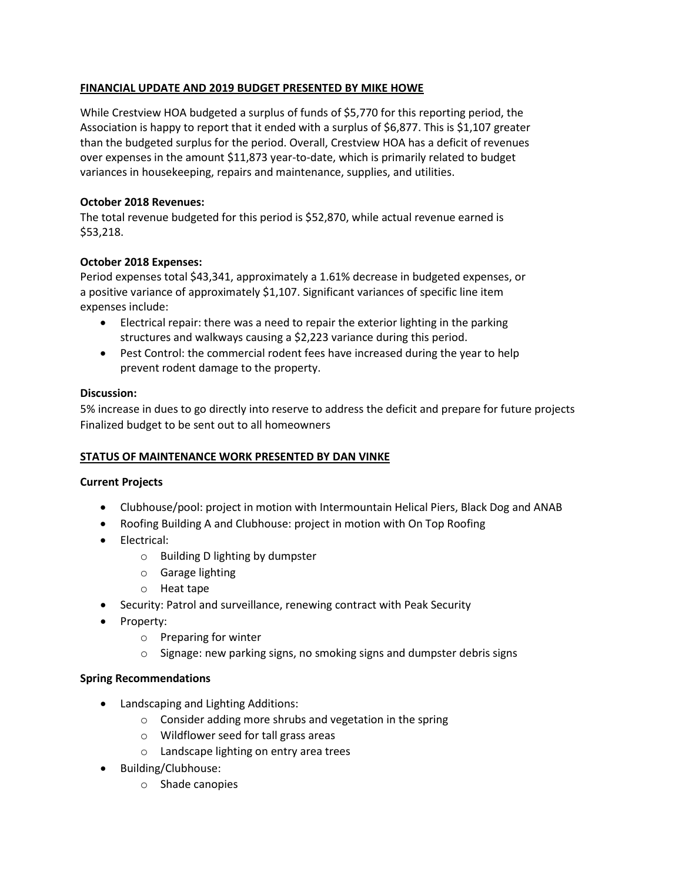## FINANCIAL UPDATE AND 2019 BUDGET PRESENTED BY MIKE HOWE

While Crestview HOA budgeted a surplus of funds of $5,770 for this reporting period, the Association is happy to report that it ended with a surplus of $6,877. This is $1,107 greater than the budgeted surplus for the period. Overall, Crestview HOA has a deficit of revenues over expenses in the amount $11,873 year-to-date, which is primarily related to budget variances in housekeeping, repairs and maintenance, supplies, and utilities.

**October 2018 Revenues:**
The total revenue budgeted for this period is $52,870, while actual revenue earned is $53,218.

**October 2018 Expenses:**
Period expenses total $43,341, approximately a 1.61% decrease in budgeted expenses, or a positive variance of approximately $1,107. Significant variances of specific line item expenses include:

- Electrical repair: there was a need to repair the exterior lighting in the parking structures and walkways causing a $2,223 variance during this period.
- Pest Control: the commercial rodent fees have increased during the year to help prevent rodent damage to the property.

**Discussion:**
5% increase in dues to go directly into reserve to address the deficit and prepare for future projects
Finalized budget to be sent out to all homeowners

## STATUS OF MAINTENANCE WORK PRESENTED BY DAN VINKE

**Current Projects**

- Clubhouse/pool: project in motion with Intermountain Helical Piers, Black Dog and ANAB
- Roofing Building A and Clubhouse: project in motion with On Top Roofing
- Electrical:
  - Building D lighting by dumpster
  - Garage lighting
  - Heat tape
- Security: Patrol and surveillance, renewing contract with Peak Security
- Property:
  - Preparing for winter
  - Signage: new parking signs, no smoking signs and dumpster debris signs

**Spring Recommendations**

- Landscaping and Lighting Additions:
  - Consider adding more shrubs and vegetation in the spring
  - Wildflower seed for tall grass areas
  - Landscape lighting on entry area trees
- Building/Clubhouse:
  - Shade canopies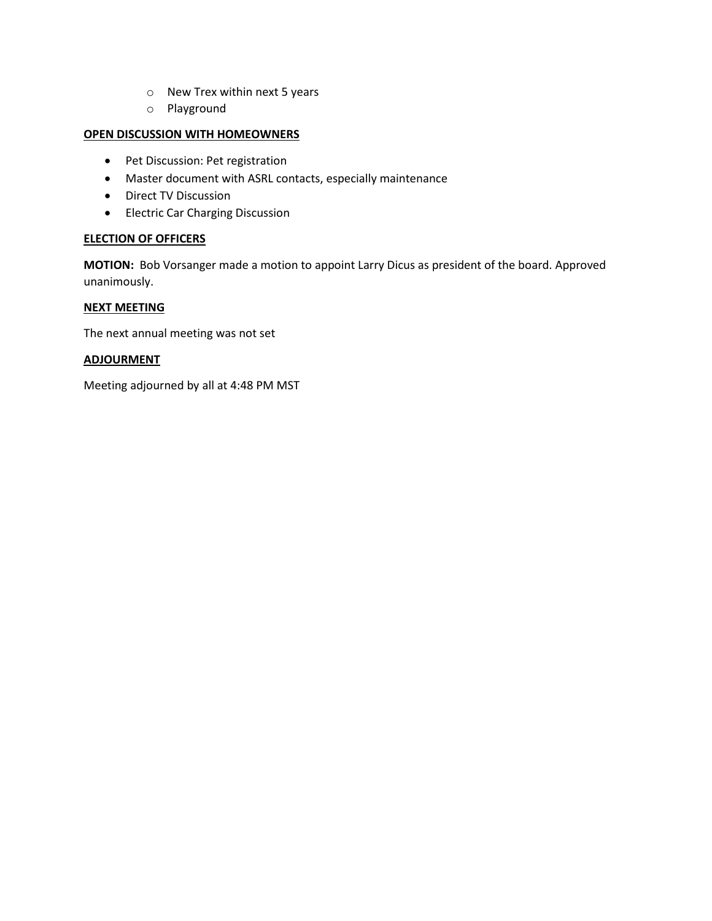- New Trex within next 5 years
  - Playground

**OPEN DISCUSSION WITH HOMEOWNERS**

- Pet Discussion: Pet registration
- Master document with ASRL contacts, especially maintenance
- Direct TV Discussion
- Electric Car Charging Discussion

**ELECTION OF OFFICERS**

**MOTION:** Bob Vorsanger made a motion to appoint Larry Dicus as president of the board. Approved unanimously.

**NEXT MEETING**

The next annual meeting was not set

**ADJOURMENT**

Meeting adjourned by all at 4:48 PM MST